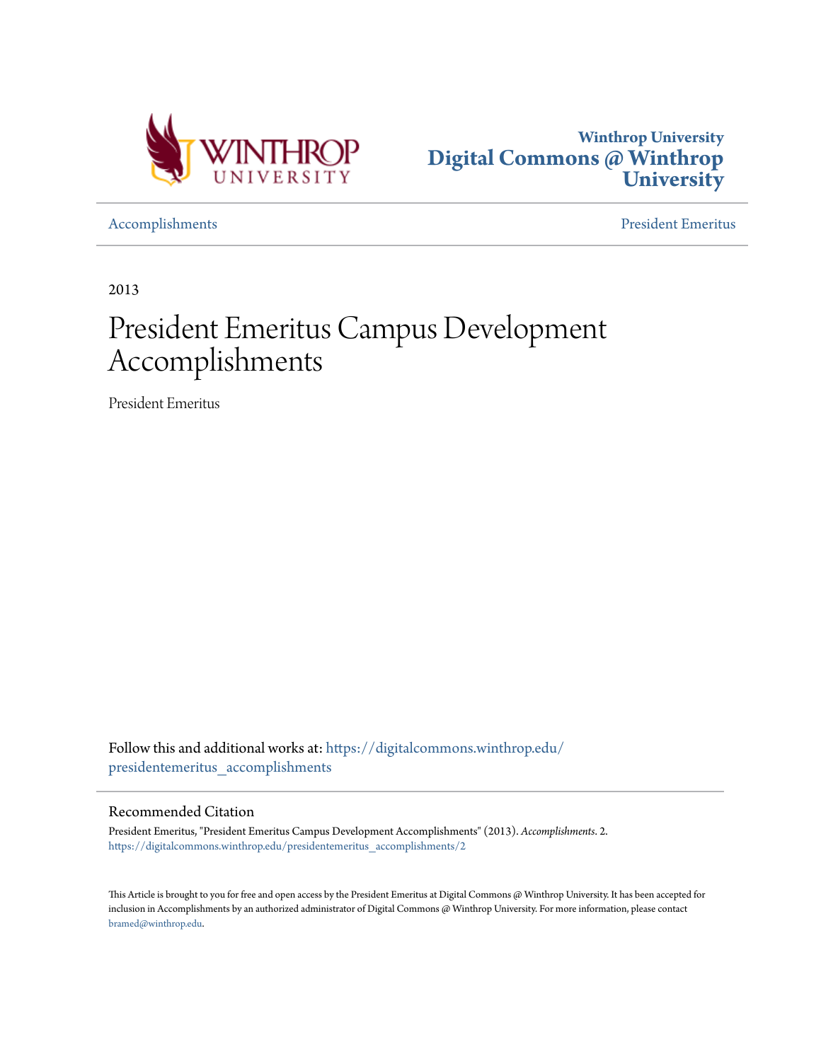Winthrop University
**Digital Commons @ Winthrop University**

Accomplishments | President Emeritus

2013

# President Emeritus Campus Development Accomplishments

President Emeritus

Follow this and additional works at: https://digitalcommons.winthrop.edu/presidentemeritus_accomplishments

## Recommended Citation

President Emeritus, "President Emeritus Campus Development Accomplishments" (2013). *Accomplishments*. 2.
https://digitalcommons.winthrop.edu/presidentemeritus_accomplishments/2

This Article is brought to you for free and open access by the President Emeritus at Digital Commons @ Winthrop University. It has been accepted for inclusion in Accomplishments by an authorized administrator of Digital Commons @ Winthrop University. For more information, please contact bramed@winthrop.edu.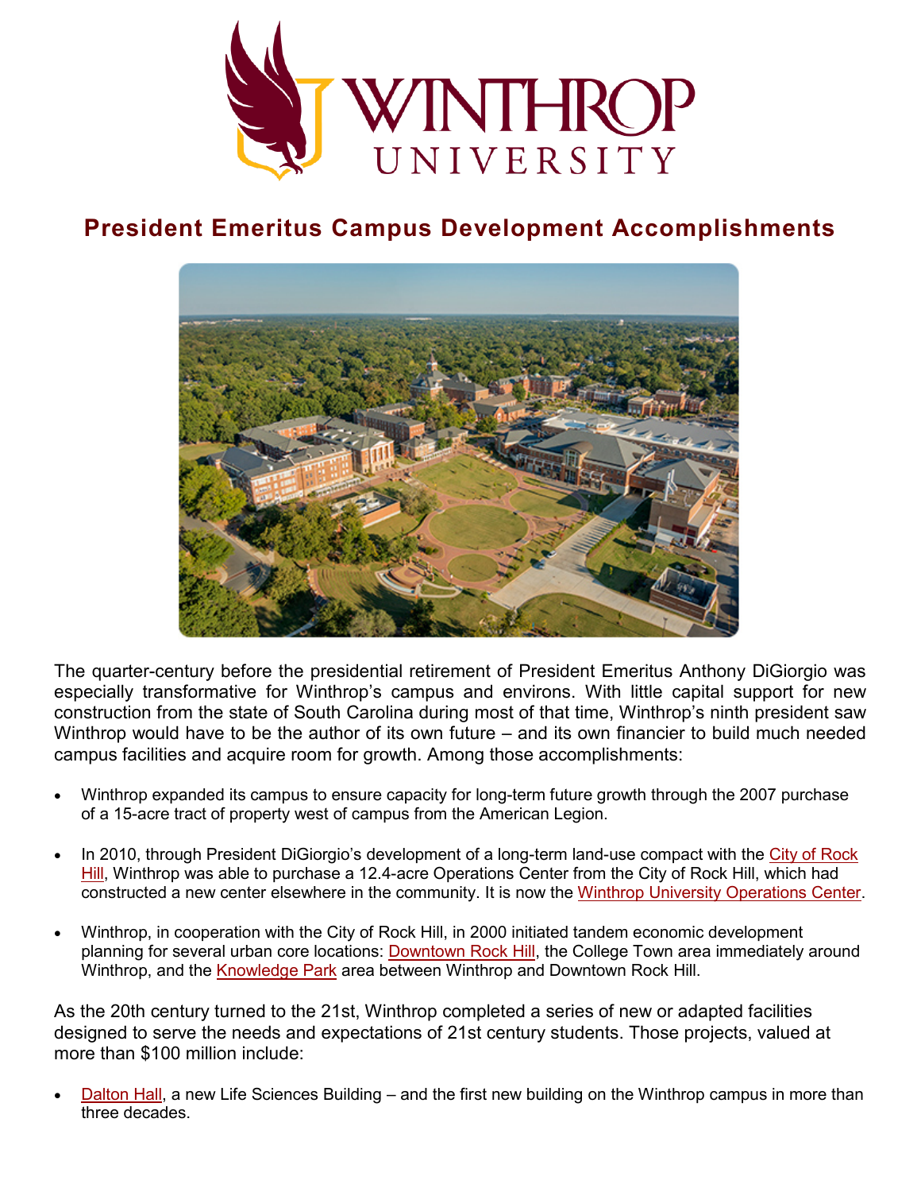# President Emeritus Campus Development Accomplishments

The quarter-century before the presidential retirement of President Emeritus Anthony DiGiorgio was especially transformative for Winthrop's campus and environs. With little capital support for new construction from the state of South Carolina during most of that time, Winthrop's ninth president saw Winthrop would have to be the author of its own future – and its own financier to build much needed campus facilities and acquire room for growth. Among those accomplishments:

- Winthrop expanded its campus to ensure capacity for long-term future growth through the 2007 purchase of a 15-acre tract of property west of campus from the American Legion.
- In 2010, through President DiGiorgio's development of a long-term land-use compact with the City of Rock Hill, Winthrop was able to purchase a 12.4-acre Operations Center from the City of Rock Hill, which had constructed a new center elsewhere in the community. It is now the Winthrop University Operations Center.
- Winthrop, in cooperation with the City of Rock Hill, in 2000 initiated tandem economic development planning for several urban core locations: Downtown Rock Hill, the College Town area immediately around Winthrop, and the Knowledge Park area between Winthrop and Downtown Rock Hill.

As the 20th century turned to the 21st, Winthrop completed a series of new or adapted facilities designed to serve the needs and expectations of 21st century students. Those projects, valued at more than $100 million include:

- Dalton Hall, a new Life Sciences Building – and the first new building on the Winthrop campus in more than three decades.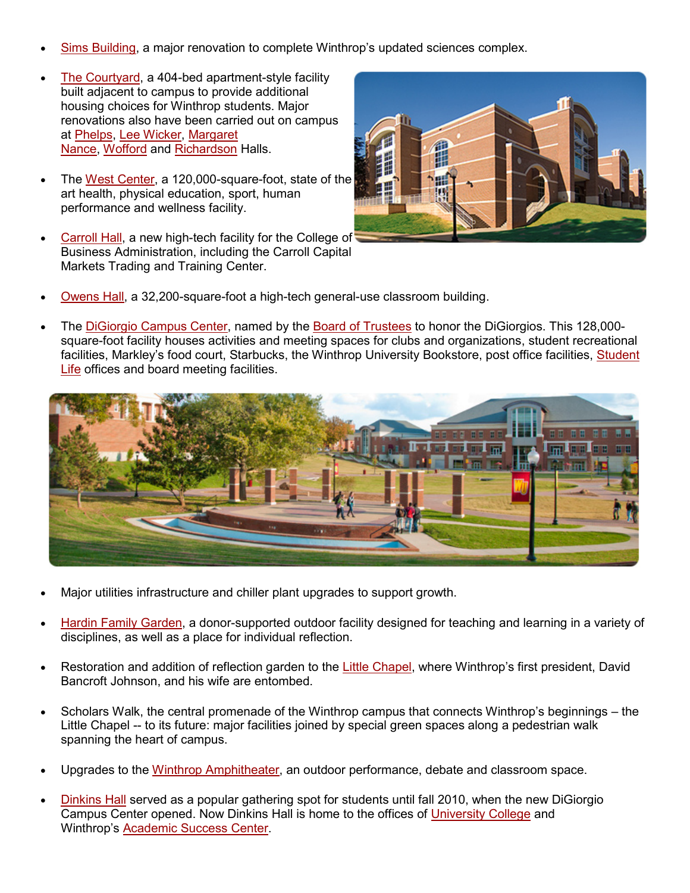- Sims Building, a major renovation to complete Winthrop's updated sciences complex.

- The Courtyard, a 404-bed apartment-style facility built adjacent to campus to provide additional housing choices for Winthrop students. Major renovations also have been carried out on campus at Phelps, Lee Wicker, Margaret Nance, Wofford and Richardson Halls.

- The West Center, a 120,000-square-foot, state of the art health, physical education, sport, human performance and wellness facility.

- Carroll Hall, a new high-tech facility for the College of Business Administration, including the Carroll Capital Markets Trading and Training Center.

- Owens Hall, a 32,200-square-foot a high-tech general-use classroom building.

- The DiGiorgio Campus Center, named by the Board of Trustees to honor the DiGiorgios. This 128,000-square-foot facility houses activities and meeting spaces for clubs and organizations, student recreational facilities, Markley's food court, Starbucks, the Winthrop University Bookstore, post office facilities, Student Life offices and board meeting facilities.

- Major utilities infrastructure and chiller plant upgrades to support growth.

- Hardin Family Garden, a donor-supported outdoor facility designed for teaching and learning in a variety of disciplines, as well as a place for individual reflection.

- Restoration and addition of reflection garden to the Little Chapel, where Winthrop's first president, David Bancroft Johnson, and his wife are entombed.

- Scholars Walk, the central promenade of the Winthrop campus that connects Winthrop's beginnings – the Little Chapel -- to its future: major facilities joined by special green spaces along a pedestrian walk spanning the heart of campus.

- Upgrades to the Winthrop Amphitheater, an outdoor performance, debate and classroom space.

- Dinkins Hall served as a popular gathering spot for students until fall 2010, when the new DiGiorgio Campus Center opened. Now Dinkins Hall is home to the offices of University College and Winthrop's Academic Success Center.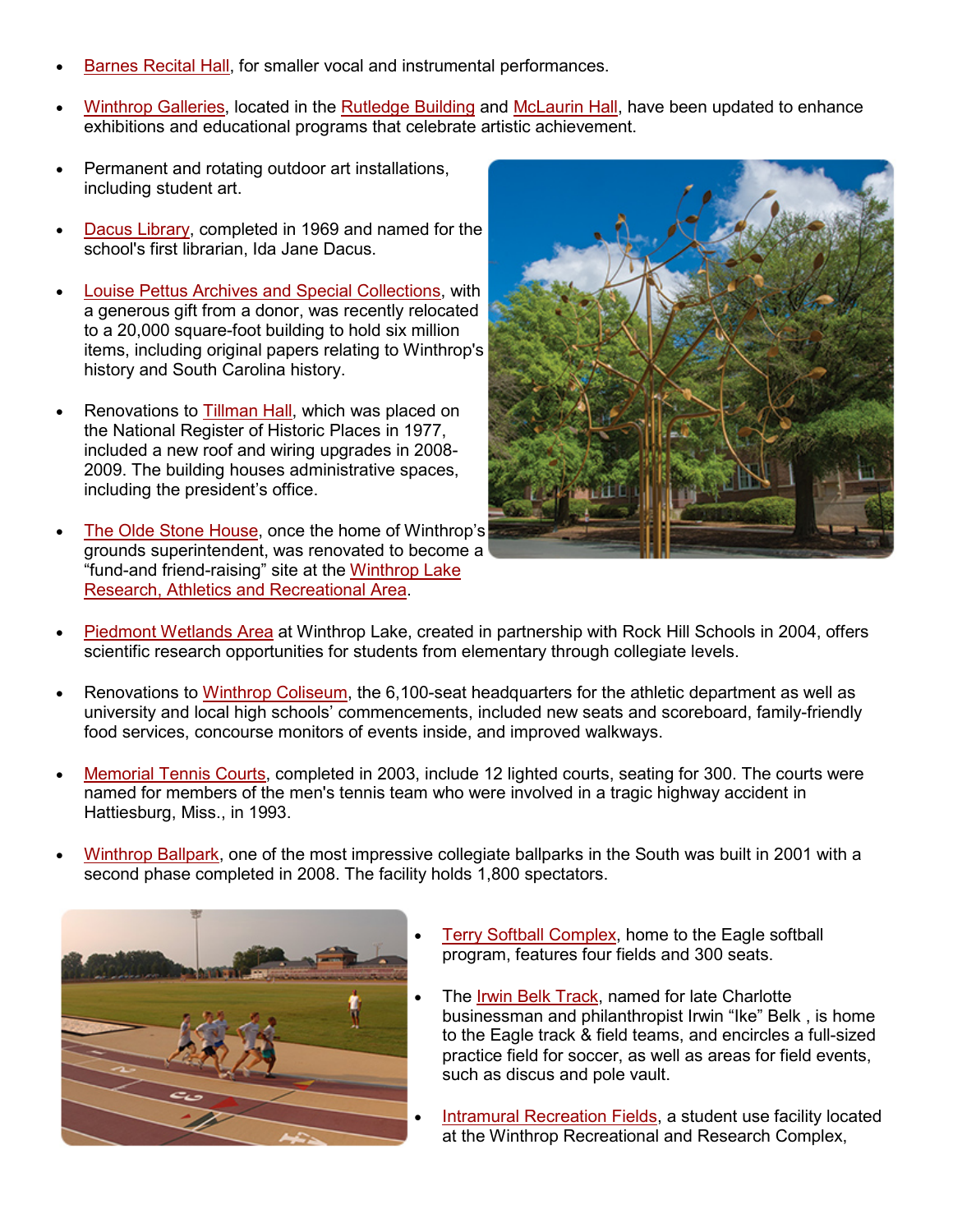- Barnes Recital Hall, for smaller vocal and instrumental performances.
- Winthrop Galleries, located in the Rutledge Building and McLaurin Hall, have been updated to enhance exhibitions and educational programs that celebrate artistic achievement.
- Permanent and rotating outdoor art installations, including student art.
- Dacus Library, completed in 1969 and named for the school's first librarian, Ida Jane Dacus.
- Louise Pettus Archives and Special Collections, with a generous gift from a donor, was recently relocated to a 20,000 square-foot building to hold six million items, including original papers relating to Winthrop's history and South Carolina history.
- Renovations to Tillman Hall, which was placed on the National Register of Historic Places in 1977, included a new roof and wiring upgrades in 2008-2009. The building houses administrative spaces, including the president's office.
- The Olde Stone House, once the home of Winthrop's grounds superintendent, was renovated to become a "fund-and friend-raising" site at the Winthrop Lake Research, Athletics and Recreational Area.
- Piedmont Wetlands Area at Winthrop Lake, created in partnership with Rock Hill Schools in 2004, offers scientific research opportunities for students from elementary through collegiate levels.
- Renovations to Winthrop Coliseum, the 6,100-seat headquarters for the athletic department as well as university and local high schools' commencements, included new seats and scoreboard, family-friendly food services, concourse monitors of events inside, and improved walkways.
- Memorial Tennis Courts, completed in 2003, include 12 lighted courts, seating for 300. The courts were named for members of the men's tennis team who were involved in a tragic highway accident in Hattiesburg, Miss., in 1993.
- Winthrop Ballpark, one of the most impressive collegiate ballparks in the South was built in 2001 with a second phase completed in 2008. The facility holds 1,800 spectators.
- Terry Softball Complex, home to the Eagle softball program, features four fields and 300 seats.
- The Irwin Belk Track, named for late Charlotte businessman and philanthropist Irwin "Ike" Belk , is home to the Eagle track & field teams, and encircles a full-sized practice field for soccer, as well as areas for field events, such as discus and pole vault.
- Intramural Recreation Fields, a student use facility located at the Winthrop Recreational and Research Complex,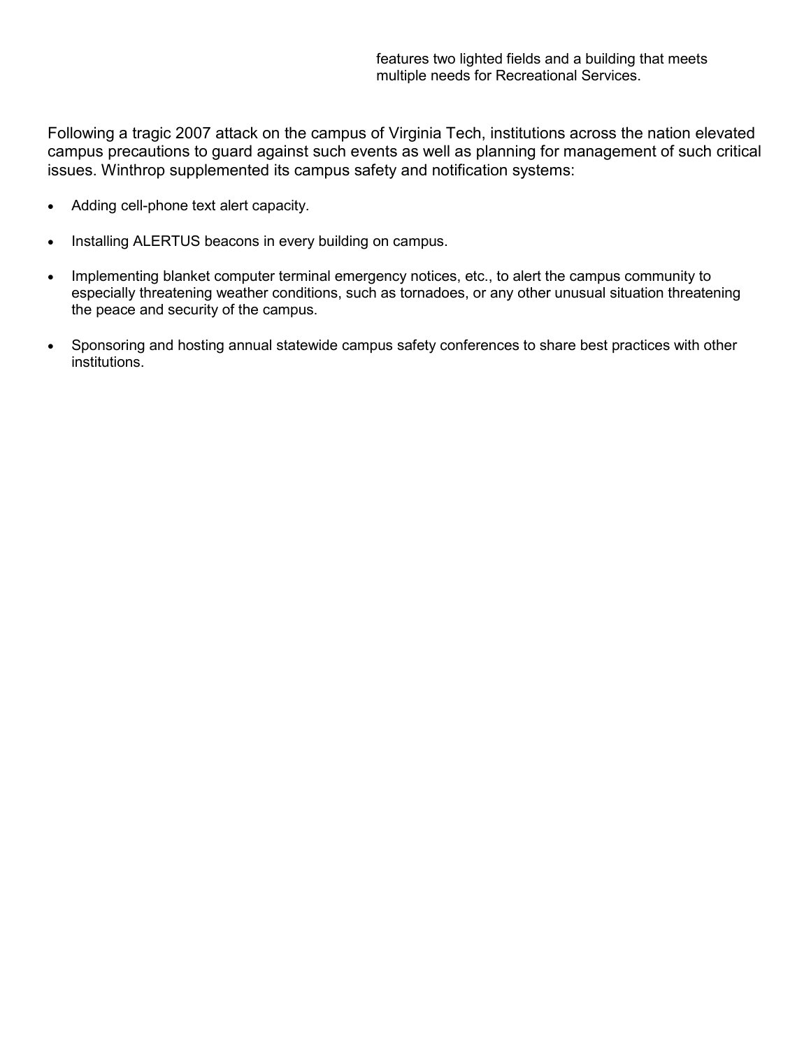features two lighted fields and a building that meets multiple needs for Recreational Services.

Following a tragic 2007 attack on the campus of Virginia Tech, institutions across the nation elevated campus precautions to guard against such events as well as planning for management of such critical issues. Winthrop supplemented its campus safety and notification systems:

- Adding cell-phone text alert capacity.
- Installing ALERTUS beacons in every building on campus.
- Implementing blanket computer terminal emergency notices, etc., to alert the campus community to especially threatening weather conditions, such as tornadoes, or any other unusual situation threatening the peace and security of the campus.
- Sponsoring and hosting annual statewide campus safety conferences to share best practices with other institutions.